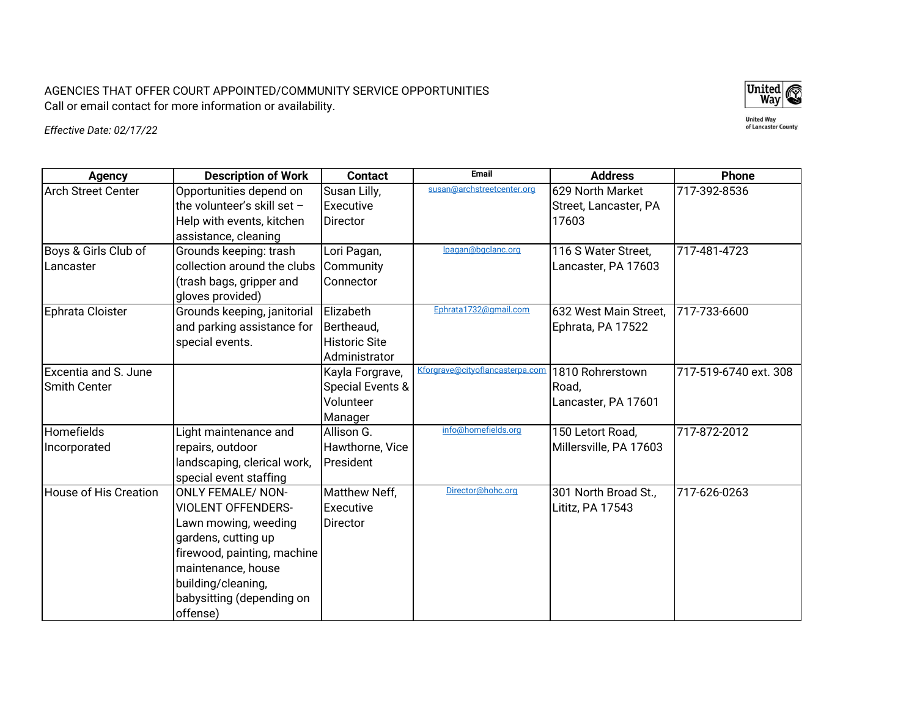AGENCIES THAT OFFER COURT APPOINTED/COMMUNITY SERVICE OPPORTUNITIES
Call or email contact for more information or availability.

United Way of Lancaster County

*Effective Date: 02/17/22*

| Agency | Description of Work | Contact | Email | Address | Phone |
|---|---|---|---|---|---|
| Arch Street Center | Opportunities depend on the volunteer's skill set – Help with events, kitchen assistance, cleaning | Susan Lilly, Executive Director | susan@archstreetcenter.org | 629 North Market Street, Lancaster, PA 17603 | 717-392-8536 |
| Boys & Girls Club of Lancaster | Grounds keeping: trash collection around the clubs (trash bags, gripper and gloves provided) | Lori Pagan, Community Connector | lpagan@bgclanc.org | 116 S Water Street, Lancaster, PA 17603 | 717-481-4723 |
| Ephrata Cloister | Grounds keeping, janitorial and parking assistance for special events. | Elizabeth Bertheaud, Historic Site Administrator | Ephrata1732@gmail.com | 632 West Main Street, Ephrata, PA 17522 | 717-733-6600 |
| Excentia and S. June Smith Center | | Kayla Forgrave, Special Events & Volunteer Manager | Kforgrave@cityoflancasterpa.com | 1810 Rohrerstown Road, Lancaster, PA 17601 | 717-519-6740 ext. 308 |
| Homefields Incorporated | Light maintenance and repairs, outdoor landscaping, clerical work, special event staffing | Allison G. Hawthorne, Vice President | info@homefields.org | 150 Letort Road, Millersville, PA 17603 | 717-872-2012 |
| House of His Creation | ONLY FEMALE/ NON-VIOLENT OFFENDERS- Lawn mowing, weeding gardens, cutting up firewood, painting, machine maintenance, house building/cleaning, babysitting (depending on offense) | Matthew Neff, Executive Director | Director@hohc.org | 301 North Broad St., Lititz, PA 17543 | 717-626-0263 |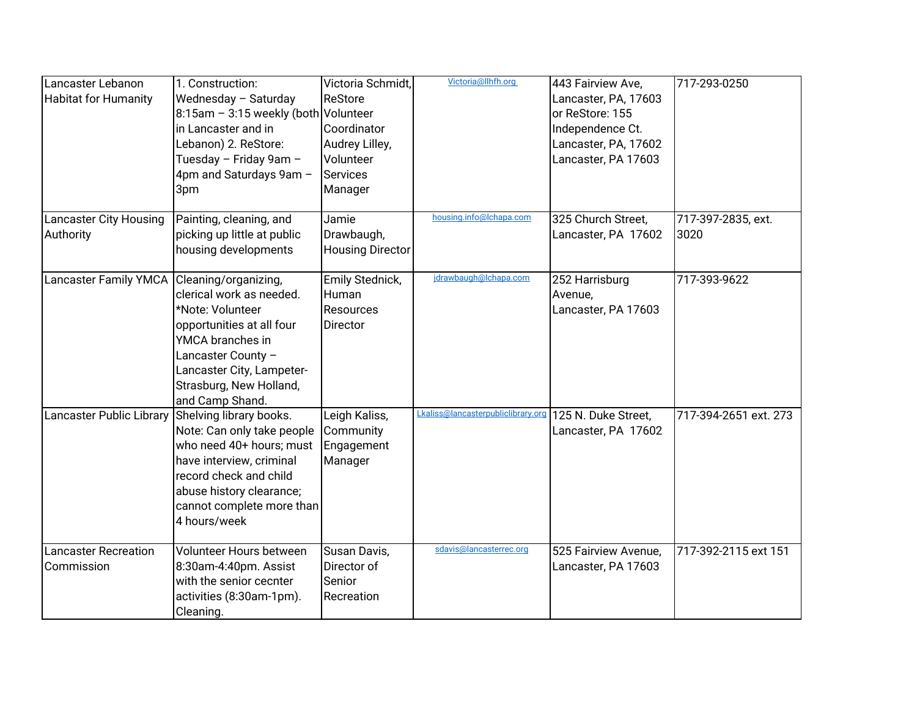| Lancaster Lebanon Habitat for Humanity | 1. Construction: Wednesday – Saturday 8:15am – 3:15 weekly (both in Lancaster and in Lebanon) 2. ReStore: Tuesday – Friday 9am – 4pm and Saturdays 9am – 3pm | Victoria Schmidt, ReStore Volunteer Coordinator Audrey Lilley, Volunteer Services Manager | Victoria@llhfh.org | 443 Fairview Ave, Lancaster, PA, 17603 or ReStore: 155 Independence Ct. Lancaster, PA, 17602 Lancaster, PA 17603 | 717-293-0250 |
|---|---|---|---|---|---|
| Lancaster City Housing Authority | Painting, cleaning, and picking up little at public housing developments | Jamie Drawbaugh, Housing Director | housing.info@lchapa.com | 325 Church Street, Lancaster, PA 17602 | 717-397-2835, ext. 3020 |
| Lancaster Family YMCA | Cleaning/organizing, clerical work as needed. *Note: Volunteer opportunities at all four YMCA branches in Lancaster County – Lancaster City, Lampeter-Strasburg, New Holland, and Camp Shand. | Emily Stednick, Human Resources Director | jdrawbaugh@lchapa.com | 252 Harrisburg Avenue, Lancaster, PA 17603 | 717-393-9622 |
| Lancaster Public Library | Shelving library books. Note: Can only take people who need 40+ hours; must have interview, criminal record check and child abuse history clearance; cannot complete more than 4 hours/week | Leigh Kaliss, Community Engagement Manager | Lkaliss@lancasterpubliclibrary.org | 125 N. Duke Street, Lancaster, PA 17602 | 717-394-2651 ext. 273 |
| Lancaster Recreation Commission | Volunteer Hours between 8:30am-4:40pm. Assist with the senior cecnter activities (8:30am-1pm). Cleaning. | Susan Davis, Director of Senior Recreation | sdavis@lancasterrec.org | 525 Fairview Avenue, Lancaster, PA 17603 | 717-392-2115 ext 151 |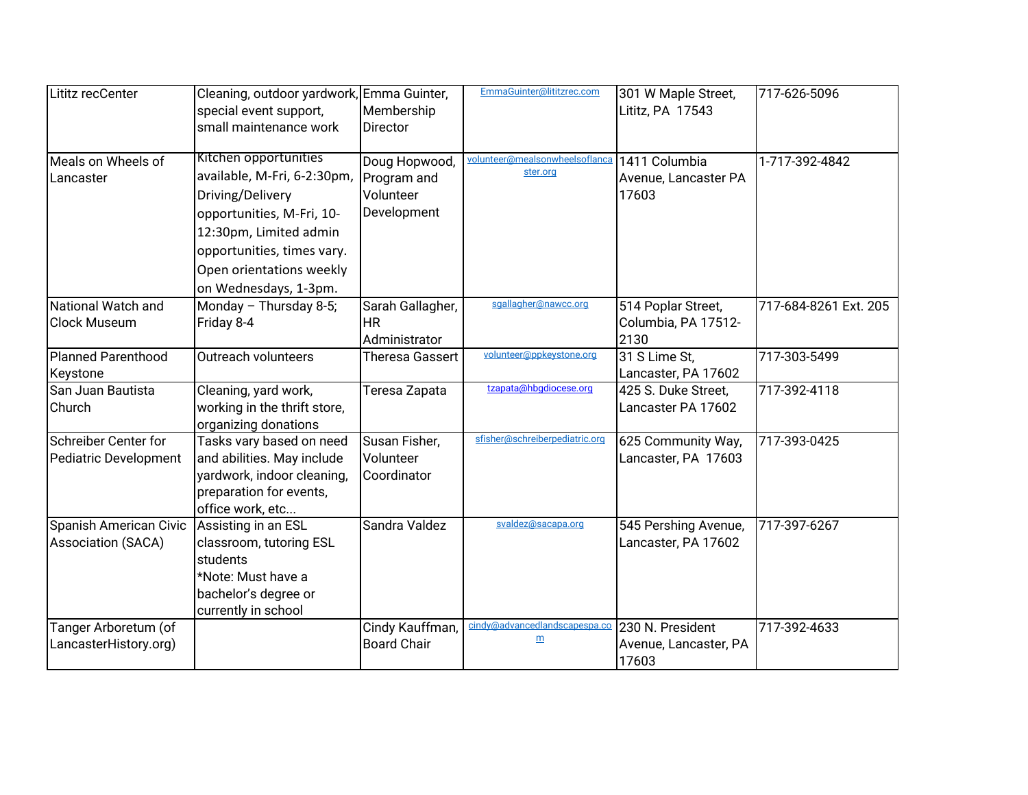| | | | | | |
|---|---|---|---|---|---|
| Lititz recCenter | Cleaning, outdoor yardwork, special event support, small maintenance work | Emma Guinter, Membership Director | EmmaGuinter@lititzrec.com | 301 W Maple Street, Lititz, PA 17543 | 717-626-5096 |
| Meals on Wheels of Lancaster | Kitchen opportunities available, M-Fri, 6-2:30pm, Driving/Delivery opportunities, M-Fri, 10-12:30pm, Limited admin opportunities, times vary. Open orientations weekly on Wednesdays, 1-3pm. | Doug Hopwood, Program and Volunteer Development | volunteer@mealsonwheelsoflancaster.org | 1411 Columbia Avenue, Lancaster PA 17603 | 1-717-392-4842 |
| National Watch and Clock Museum | Monday – Thursday 8-5; Friday 8-4 | Sarah Gallagher, HR Administrator | sgallagher@nawcc.org | 514 Poplar Street, Columbia, PA 17512-2130 | 717-684-8261 Ext. 205 |
| Planned Parenthood Keystone | Outreach volunteers | Theresa Gassert | volunteer@ppkeystone.org | 31 S Lime St, Lancaster, PA 17602 | 717-303-5499 |
| San Juan Bautista Church | Cleaning, yard work, working in the thrift store, organizing donations | Teresa Zapata | tzapata@hbgdiocese.org | 425 S. Duke Street, Lancaster PA 17602 | 717-392-4118 |
| Schreiber Center for Pediatric Development | Tasks vary based on need and abilities. May include yardwork, indoor cleaning, preparation for events, office work, etc... | Susan Fisher, Volunteer Coordinator | sfisher@schreiberpediatric.org | 625 Community Way, Lancaster, PA 17603 | 717-393-0425 |
| Spanish American Civic Association (SACA) | Assisting in an ESL classroom, tutoring ESL students *Note: Must have a bachelor's degree or currently in school | Sandra Valdez | svaldez@sacapa.org | 545 Pershing Avenue, Lancaster, PA 17602 | 717-397-6267 |
| Tanger Arboretum (of LancasterHistory.org) | | Cindy Kauffman, Board Chair | cindy@advancedlandscapespa.com | 230 N. President Avenue, Lancaster, PA 17603 | 717-392-4633 |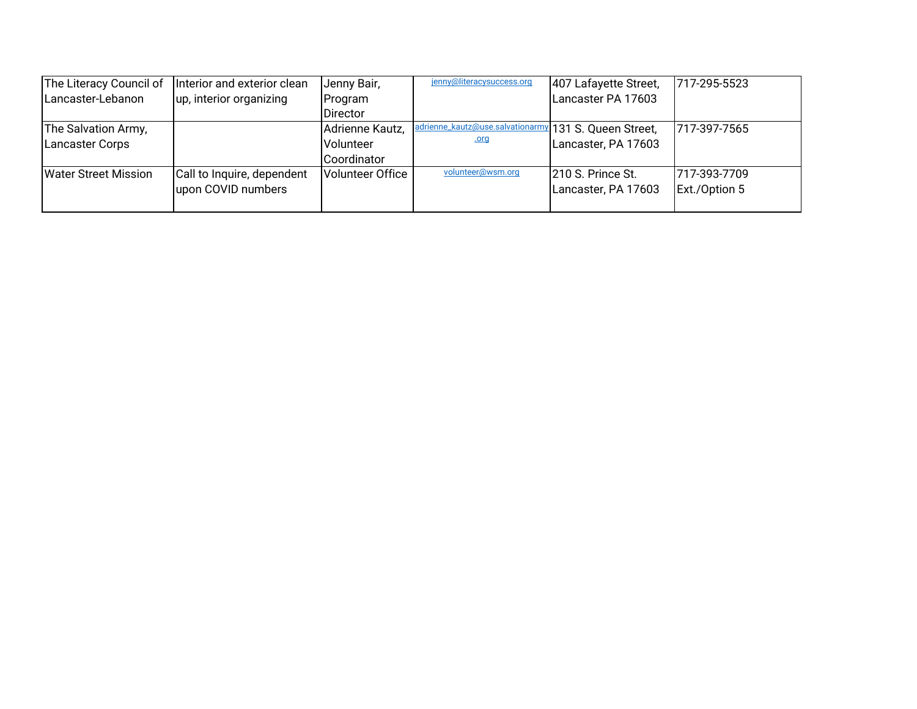| | | | | | |
|---|---|---|---|---|---|
| The Literacy Council of Lancaster-Lebanon | Interior and exterior clean up, interior organizing | Jenny Bair, Program Director | jenny@literacysuccess.org | 407 Lafayette Street, Lancaster PA 17603 | 717-295-5523 |
| The Salvation Army, Lancaster Corps | | Adrienne Kautz, Volunteer Coordinator | adrienne_kautz@use.salvationarmy.org | 131 S. Queen Street, Lancaster, PA 17603 | 717-397-7565 |
| Water Street Mission | Call to Inquire, dependent upon COVID numbers | Volunteer Office | volunteer@wsm.org | 210 S. Prince St. Lancaster, PA 17603 | 717-393-7709 Ext./Option 5 |